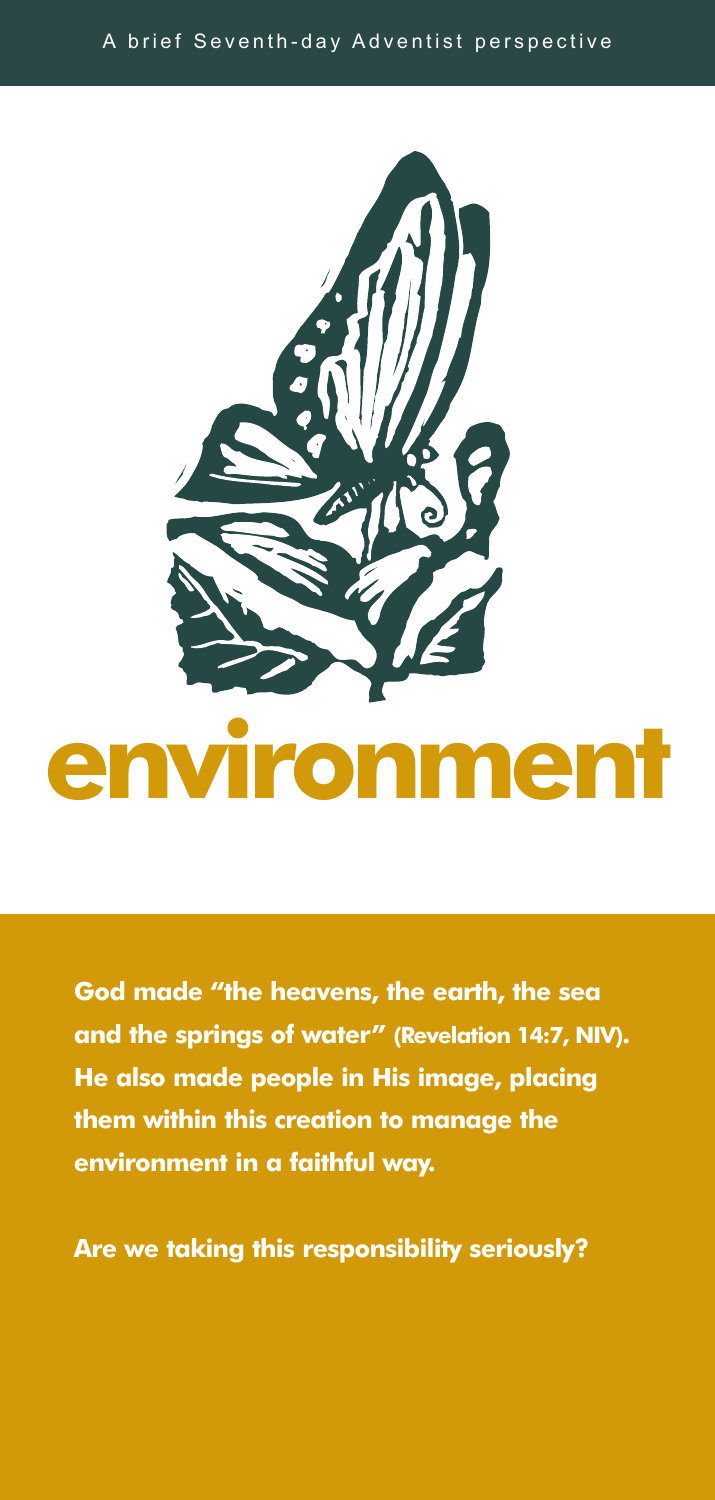A brief Seventh-day Adventist perspective

# environment

**God made "the heavens, the earth, the sea and the springs of water" (Revelation 14:7, NIV). He also made people in His image, placing them within this creation to manage the environment in a faithful way.**

**Are we taking this responsibility seriously?**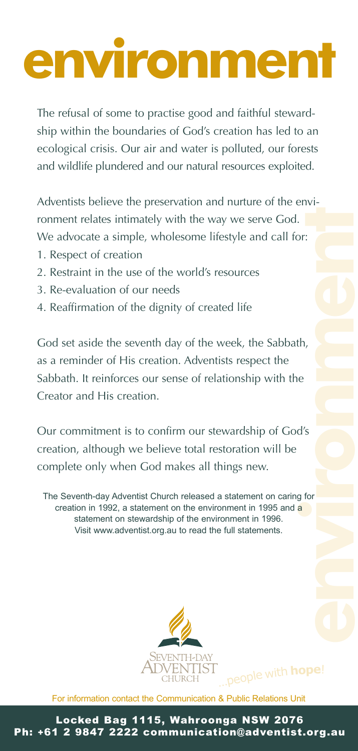# environment

The refusal of some to practise good and faithful stewardship within the boundaries of God's creation has led to an ecological crisis. Our air and water is polluted, our forests and wildlife plundered and our natural resources exploited.

Adventists believe the preservation and nurture of the environment relates intimately with the way we serve God. We advocate a simple, wholesome lifestyle and call for:

1. Respect of creation
2. Restraint in the use of the world's resources
3. Re-evaluation of our needs
4. Reaffirmation of the dignity of created life

God set aside the seventh day of the week, the Sabbath, as a reminder of His creation. Adventists respect the Sabbath. It reinforces our sense of relationship with the Creator and His creation.

Our commitment is to confirm our stewardship of God's creation, although we believe total restoration will be complete only when God makes all things new.

The Seventh-day Adventist Church released a statement on caring for creation in 1992, a statement on the environment in 1995 and a statement on stewardship of the environment in 1996. Visit www.adventist.org.au to read the full statements.

Seventh-day Adventist Church

...people with **hope**!

For information contact the Communication & Public Relations Unit

**Locked Bag 1115, Wahroonga NSW 2076**
**Ph: +61 2 9847 2222 communication@adventist.org.au**